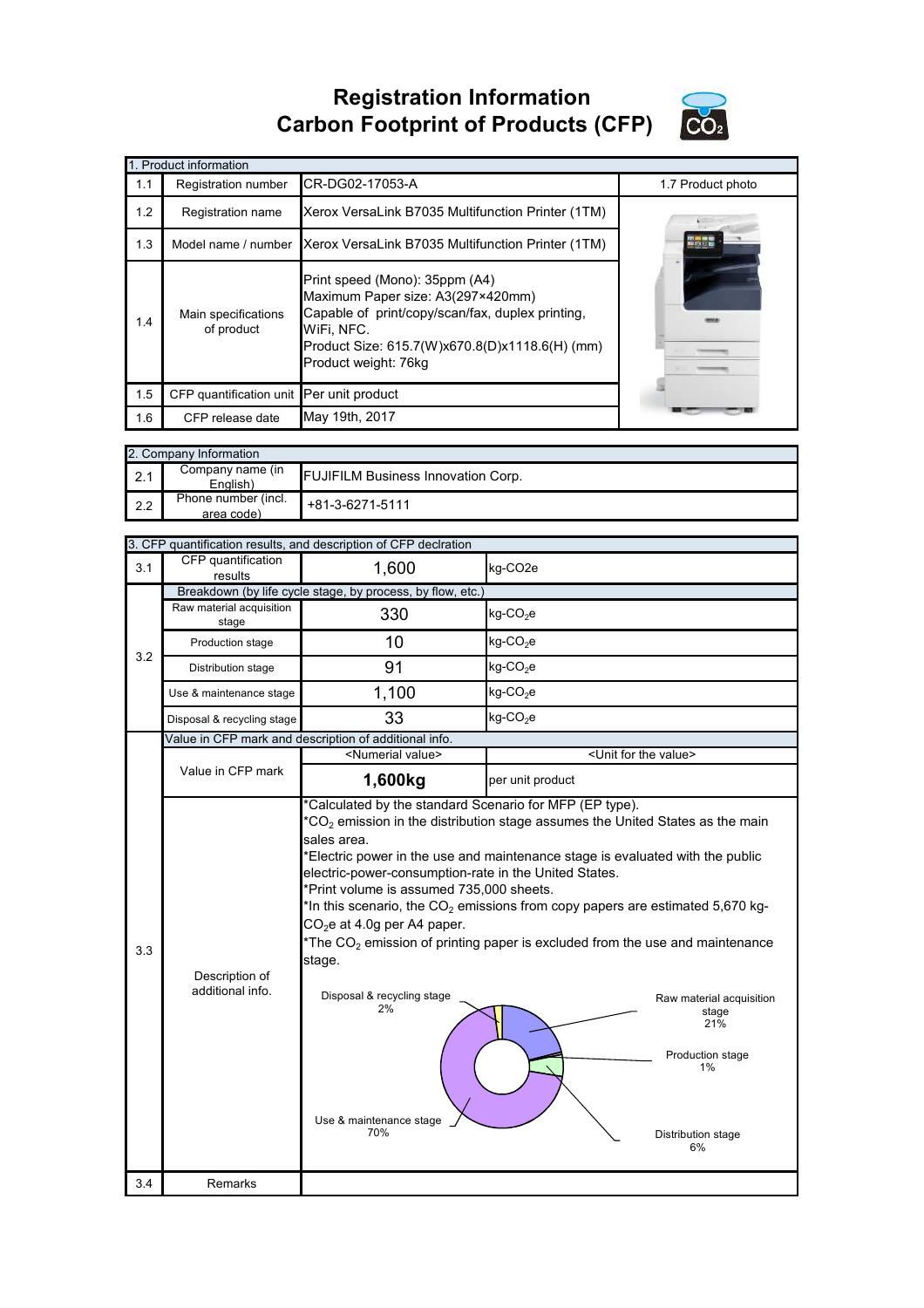# Registration Information
# Carbon Footprint of Products (CFP)

| 1. Product information | | | |
|---|---|---|---|
| 1.1 | Registration number | CR-DG02-17053-A | 1.7 Product photo |
| 1.2 | Registration name | Xerox VersaLink B7035 Multifunction Printer (1TM) | |
| 1.3 | Model name / number | Xerox VersaLink B7035 Multifunction Printer (1TM) | |
| 1.4 | Main specifications of product | Print speed (Mono): 35ppm (A4)<br>Maximum Paper size: A3(297×420mm)<br>Capable of print/copy/scan/fax, duplex printing, WiFi, NFC.<br>Product Size: 615.7(W)x670.8(D)x1118.6(H) (mm)<br>Product weight: 76kg | |
| 1.5 | CFP quantification unit | Per unit product | |
| 1.6 | CFP release date | May 19th, 2017 | |

| 2. Company Information | | |
|---|---|---|
| 2.1 | Company name (in English) | FUJIFILM Business Innovation Corp. |
| 2.2 | Phone number (incl. area code) | +81-3-6271-5111 |

| 3. CFP quantification results, and description of CFP declration | | | |
|---|---|---|---|
| 3.1 | CFP quantification results | 1,600 | kg-CO2e |
| 3.2 | Breakdown (by life cycle stage, by process, by flow, etc.) | | |
| | Raw material acquisition stage | 330 | kg-$CO_2$e |
| | Production stage | 10 | kg-$CO_2$e |
| | Distribution stage | 91 | kg-$CO_2$e |
| | Use & maintenance stage | 1,100 | kg-$CO_2$e |
| | Disposal & recycling stage | 33 | kg-$CO_2$e |
| 3.3 | Value in CFP mark and description of additional info. | | |
| | Value in CFP mark | <Numerial value> | <Unit for the value> |
| | | **1,600kg** | per unit product |
| | Description of additional info. | *Calculated by the standard Scenario for MFP (EP type).<br>*$CO_2$ emission in the distribution stage assumes the United States as the main sales area.<br>*Electric power in the use and maintenance stage is evaluated with the public electric-power-consumption-rate in the United States.<br>*Print volume is assumed 735,000 sheets.<br>*In this scenario, the $CO_2$ emissions from copy papers are estimated 5,670 kg-$CO_2$e at 4.0g per A4 paper.<br>*The $CO_2$ emission of printing paper is excluded from the use and maintenance stage.<br><br>Disposal & recycling stage 2%<br>Raw material acquisition stage 21%<br>Production stage 1%<br>Distribution stage 6%<br>Use & maintenance stage 70% | |
| 3.4 | Remarks | | |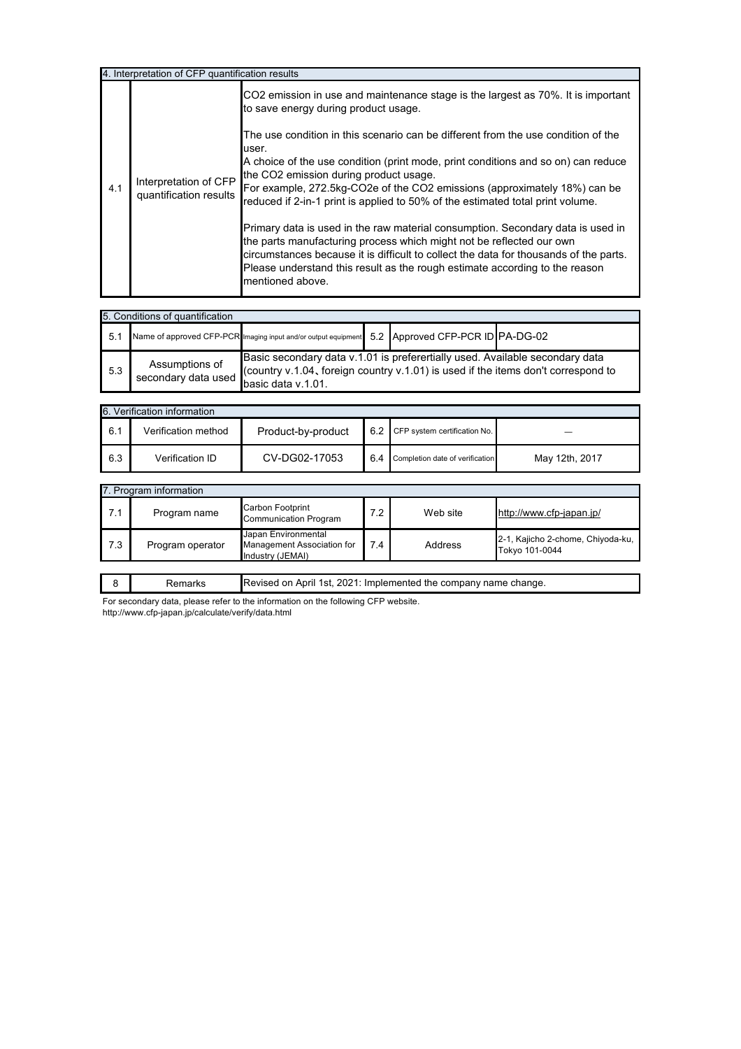## 4. Interpretation of CFP quantification results

| | | |
|---|---|---|
| 4.1 | Interpretation of CFP quantification results | $CO_2$ emission in use and maintenance stage is the largest as 70%. It is important to save energy during product usage.<br><br>The use condition in this scenario can be different from the use condition of the user.<br>A choice of the use condition (print mode, print conditions and so on) can reduce the $CO_2$ emission during product usage.<br>For example, 272.5kg-CO2e of the $CO_2$ emissions (approximately 18%) can be reduced if 2-in-1 print is applied to 50% of the estimated total print volume.<br><br>Primary data is used in the raw material consumption. Secondary data is used in the parts manufacturing process which might not be reflected our own circumstances because it is difficult to collect the data for thousands of the parts. Please understand this result as the rough estimate according to the reason mentioned above. |

## 5. Conditions of quantification

| | | | | | |
|---|---|---|---|---|---|
| 5.1 | Name of approved CFP-PCR | Imaging input and/or output equipment | 5.2 | Approved CFP-PCR ID | PA-DG-02 |
| 5.3 | Assumptions of secondary data used | Basic secondary data v.1.01 is preferertially used. Available secondary data (country v.1.04、foreign country v.1.01) is used if the items don't correspond to basic data v.1.01. | | | |

## 6. Verification information

| | | | | | |
|---|---|---|---|---|---|
| 6.1 | Verification method | Product-by-product | 6.2 | CFP system certification No. | — |
| 6.3 | Verification ID | CV-DG02-17053 | 6.4 | Completion date of verification | May 12th, 2017 |

## 7. Program information

| | | | | | |
|---|---|---|---|---|---|
| 7.1 | Program name | Carbon Footprint Communication Program | 7.2 | Web site | http://www.cfp-japan.jp/ |
| 7.3 | Program operator | Japan Environmental Management Association for Industry (JEMAI) | 7.4 | Address | 2-1, Kajicho 2-chome, Chiyoda-ku, Tokyo 101-0044 |

| | | |
|---|---|---|
| 8 | Remarks | Revised on April 1st, 2021: Implemented the company name change. |

For secondary data, please refer to the information on the following CFP website.
http://www.cfp-japan.jp/calculate/verify/data.html